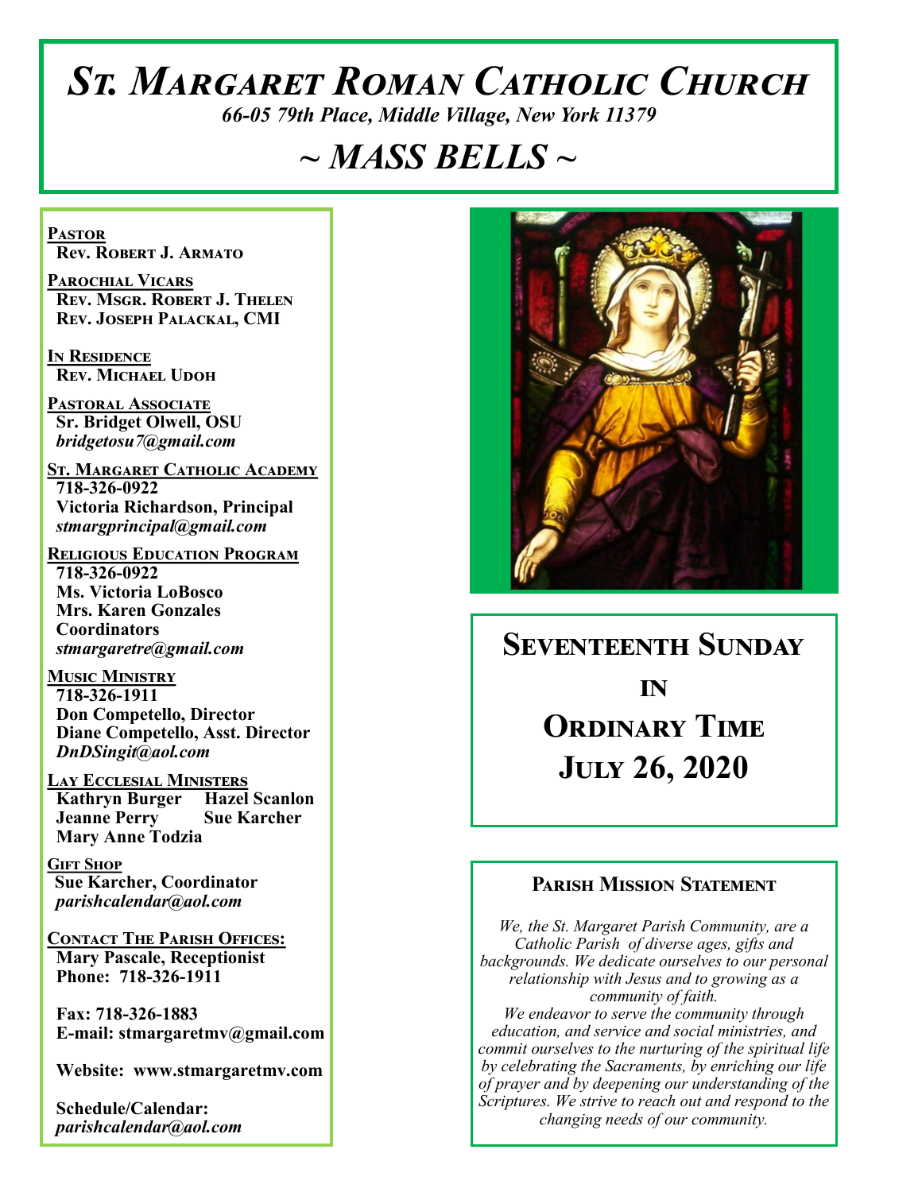# *St. Margaret Roman Catholic Church*

*66-05 79th Place, Middle Village, New York 11379*

## *~ MASS BELLS ~*

**Pastor**
**Rev. Robert J. Armato**

**Parochial Vicars**
**Rev. Msgr. Robert J. Thelen**
**Rev. Joseph Palackal, CMI**

**In Residence**
**Rev. Michael Udoh**

**Pastoral Associate**
**Sr. Bridget Olwell, OSU**
*bridgetosu7@gmail.com*

**St. Margaret Catholic Academy**
**718-326-0922**
**Victoria Richardson, Principal**
*stmargprincipal@gmail.com*

**Religious Education Program**
**718-326-0922**
**Ms. Victoria LoBosco**
**Mrs. Karen Gonzales**
**Coordinators**
*stmargaretre@gmail.com*

**Music Ministry**
**718-326-1911**
**Don Competello, Director**
**Diane Competello, Asst. Director**
*DnDSingit@aol.com*

**Lay Ecclesial Ministers**
**Kathryn Burger**
**Hazel Scanlon**
**Jeanne Perry**
**Sue Karcher**
**Mary Anne Todzia**

**Gift Shop**
**Sue Karcher, Coordinator**
*parishcalendar@aol.com*

**Contact The Parish Offices:**
**Mary Pascale, Receptionist**
**Phone: 718-326-1911**

**Fax: 718-326-1883**
**E-mail: stmargaretmv@gmail.com**

**Website: www.stmargaretmv.com**

**Schedule/Calendar:**
*parishcalendar@aol.com*

## Seventeenth Sunday in Ordinary Time
## July 26, 2020

### Parish Mission Statement

*We, the St. Margaret Parish Community, are a Catholic Parish of diverse ages, gifts and backgrounds. We dedicate ourselves to our personal relationship with Jesus and to growing as a community of faith.*
*We endeavor to serve the community through education, and service and social ministries, and commit ourselves to the nurturing of the spiritual life by celebrating the Sacraments, by enriching our life of prayer and by deepening our understanding of the Scriptures. We strive to reach out and respond to the changing needs of our community.*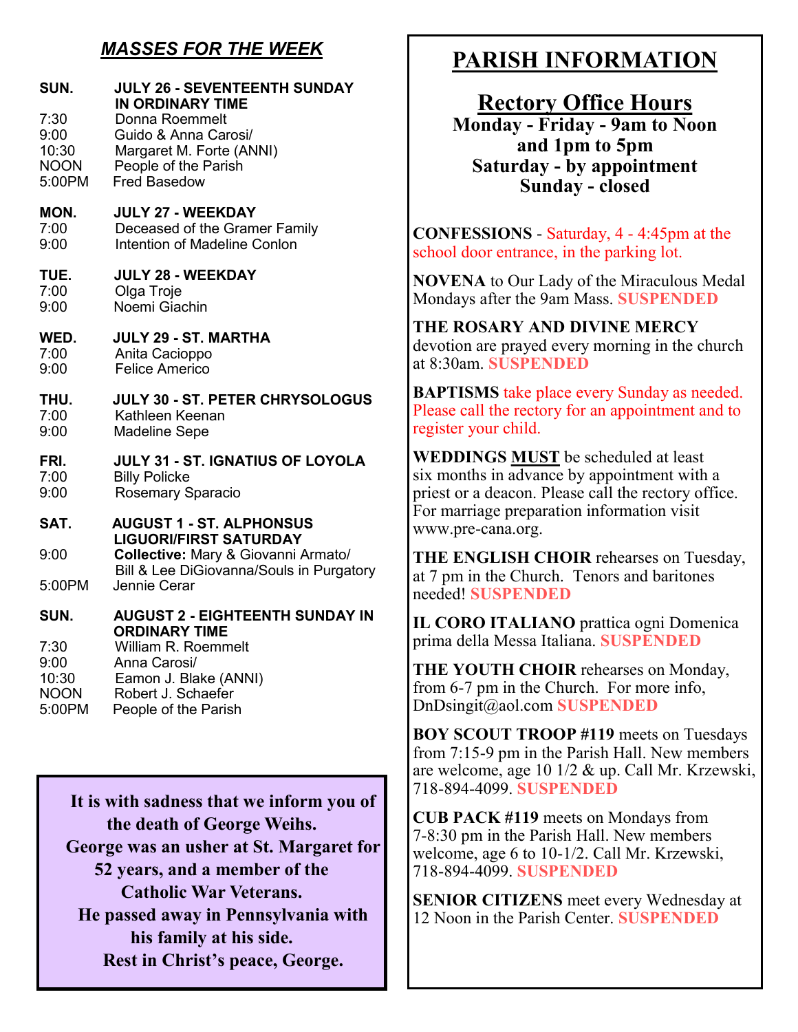## *MASSES FOR THE WEEK*

**SUN. JULY 26 - SEVENTEENTH SUNDAY IN ORDINARY TIME**

- 7:30 Donna Roemmelt
- 9:00 Guido & Anna Carosi/
- 10:30 Margaret M. Forte (ANNI)
- NOON People of the Parish
- 5:00PM Fred Basedow

**MON. JULY 27 - WEEKDAY**

- 7:00 Deceased of the Gramer Family
- 9:00 Intention of Madeline Conlon

**TUE. JULY 28 - WEEKDAY**

- 7:00 Olga Troje
- 9:00 Noemi Giachin

**WED. JULY 29 - ST. MARTHA**

- 7:00 Anita Cacioppo
- 9:00 Felice Americo

**THU. JULY 30 - ST. PETER CHRYSOLOGUS**

- 7:00 Kathleen Keenan
- 9:00 Madeline Sepe

**FRI. JULY 31 - ST. IGNATIUS OF LOYOLA**

- 7:00 Billy Policke
- 9:00 Rosemary Sparacio

**SAT. AUGUST 1 - ST. ALPHONSUS LIGUORI/FIRST SATURDAY**

- 9:00 **Collective:** Mary & Giovanni Armato/ Bill & Lee DiGiovanna/Souls in Purgatory
- 5:00PM Jennie Cerar

**SUN. AUGUST 2 - EIGHTEENTH SUNDAY IN ORDINARY TIME**

- 7:30 William R. Roemmelt
- 9:00 Anna Carosi/
- 10:30 Eamon J. Blake (ANNI)
- NOON Robert J. Schaefer
- 5:00PM People of the Parish

**It is with sadness that we inform you of the death of George Weihs. George was an usher at St. Margaret for 52 years, and a member of the Catholic War Veterans. He passed away in Pennsylvania with his family at his side. Rest in Christ's peace, George.**

# PARISH INFORMATION

## Rectory Office Hours

**Monday - Friday - 9am to Noon and 1pm to 5pm**
**Saturday - by appointment**
**Sunday - closed**

**CONFESSIONS** - Saturday, 4 - 4:45pm at the school door entrance, in the parking lot.

**NOVENA** to Our Lady of the Miraculous Medal Mondays after the 9am Mass. **SUSPENDED**

**THE ROSARY AND DIVINE MERCY** devotion are prayed every morning in the church at 8:30am. **SUSPENDED**

**BAPTISMS** take place every Sunday as needed. Please call the rectory for an appointment and to register your child.

**WEDDINGS** **MUST** be scheduled at least six months in advance by appointment with a priest or a deacon. Please call the rectory office. For marriage preparation information visit www.pre-cana.org.

**THE ENGLISH CHOIR** rehearses on Tuesday, at 7 pm in the Church. Tenors and baritones needed! **SUSPENDED**

**IL CORO ITALIANO** prattica ogni Domenica prima della Messa Italiana. **SUSPENDED**

**THE YOUTH CHOIR** rehearses on Monday, from 6-7 pm in the Church. For more info, DnDsingit@aol.com **SUSPENDED**

**BOY SCOUT TROOP #119** meets on Tuesdays from 7:15-9 pm in the Parish Hall. New members are welcome, age 10 1/2 & up. Call Mr. Krzewski, 718-894-4099. **SUSPENDED**

**CUB PACK #119** meets on Mondays from 7-8:30 pm in the Parish Hall. New members welcome, age 6 to 10-1/2. Call Mr. Krzewski, 718-894-4099. **SUSPENDED**

**SENIOR CITIZENS** meet every Wednesday at 12 Noon in the Parish Center. **SUSPENDED**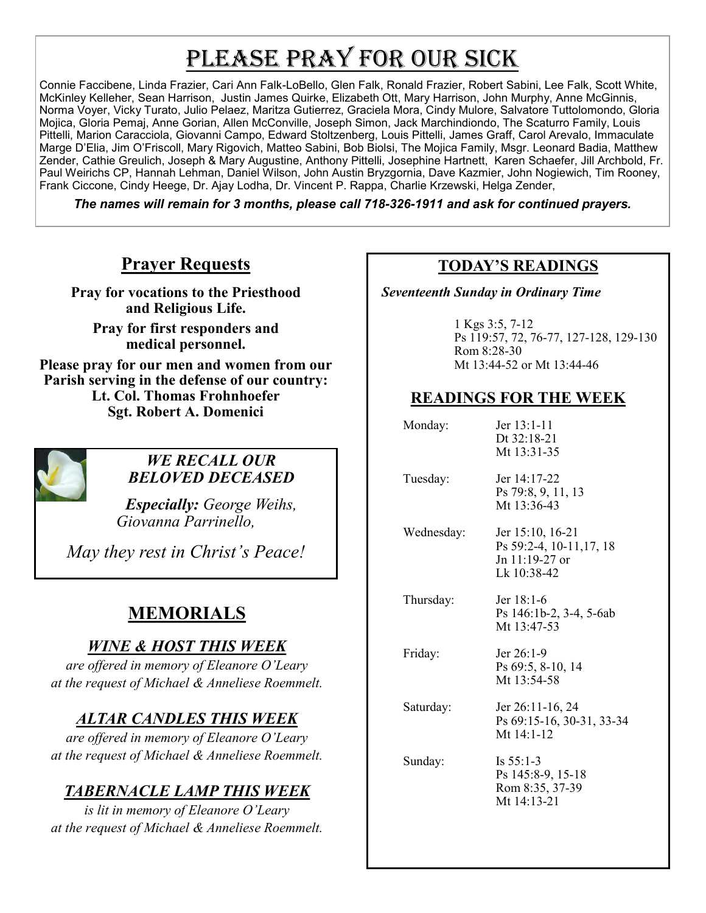# Please Pray for our Sick

Connie Faccibene, Linda Frazier, Cari Ann Falk-LoBello, Glen Falk, Ronald Frazier, Robert Sabini, Lee Falk, Scott White, McKinley Kelleher, Sean Harrison, Justin James Quirke, Elizabeth Ott, Mary Harrison, John Murphy, Anne McGinnis, Norma Voyer, Vicky Turato, Julio Pelaez, Maritza Gutierrez, Graciela Mora, Cindy Mulore, Salvatore Tuttolomondo, Gloria Mojica, Gloria Pemaj, Anne Gorian, Allen McConville, Joseph Simon, Jack Marchindiondo, The Scaturro Family, Louis Pittelli, Marion Caracciola, Giovanni Campo, Edward Stoltzenberg, Louis Pittelli, James Graff, Carol Arevalo, Immaculate Marge D'Elia, Jim O'Friscoll, Mary Rigovich, Matteo Sabini, Bob Biolsi, The Mojica Family, Msgr. Leonard Badia, Matthew Zender, Cathie Greulich, Joseph & Mary Augustine, Anthony Pittelli, Josephine Hartnett, Karen Schaefer, Jill Archbold, Fr. Paul Weirichs CP, Hannah Lehman, Daniel Wilson, John Austin Bryzgornia, Dave Kazmier, John Nogiewich, Tim Rooney, Frank Ciccone, Cindy Heege, Dr. Ajay Lodha, Dr. Vincent P. Rappa, Charlie Krzewski, Helga Zender,

***The names will remain for 3 months, please call 718-326-1911 and ask for continued prayers.***

## Prayer Requests

**Pray for vocations to the Priesthood and Religious Life.**

**Pray for first responders and medical personnel.**

**Please pray for our men and women from our Parish serving in the defense of our country:**
**Lt. Col. Thomas Frohnhoefer**
**Sgt. Robert A. Domenici**

### *WE RECALL OUR BELOVED DECEASED*

***Especially:*** *George Weihs, Giovanna Parrinello,*

*May they rest in Christ's Peace!*

## MEMORIALS

### *WINE & HOST THIS WEEK*

*are offered in memory of Eleanore O'Leary at the request of Michael & Anneliese Roemmelt.*

### *ALTAR CANDLES THIS WEEK*

*are offered in memory of Eleanore O'Leary at the request of Michael & Anneliese Roemmelt.*

### *TABERNACLE LAMP THIS WEEK*

*is lit in memory of Eleanore O'Leary at the request of Michael & Anneliese Roemmelt.*

## TODAY'S READINGS

***Seventeenth Sunday in Ordinary Time***

1 Kgs 3:5, 7-12
Ps 119:57, 72, 76-77, 127-128, 129-130
Rom 8:28-30
Mt 13:44-52 or Mt 13:44-46

## READINGS FOR THE WEEK

| | |
|---|---|
| Monday: | Jer 13:1-11<br>Dt 32:18-21<br>Mt 13:31-35 |
| Tuesday: | Jer 14:17-22<br>Ps 79:8, 9, 11, 13<br>Mt 13:36-43 |
| Wednesday: | Jer 15:10, 16-21<br>Ps 59:2-4, 10-11,17, 18<br>Jn 11:19-27 or<br>Lk 10:38-42 |
| Thursday: | Jer 18:1-6<br>Ps 146:1b-2, 3-4, 5-6ab<br>Mt 13:47-53 |
| Friday: | Jer 26:1-9<br>Ps 69:5, 8-10, 14<br>Mt 13:54-58 |
| Saturday: | Jer 26:11-16, 24<br>Ps 69:15-16, 30-31, 33-34<br>Mt 14:1-12 |
| Sunday: | Is 55:1-3<br>Ps 145:8-9, 15-18<br>Rom 8:35, 37-39<br>Mt 14:13-21 |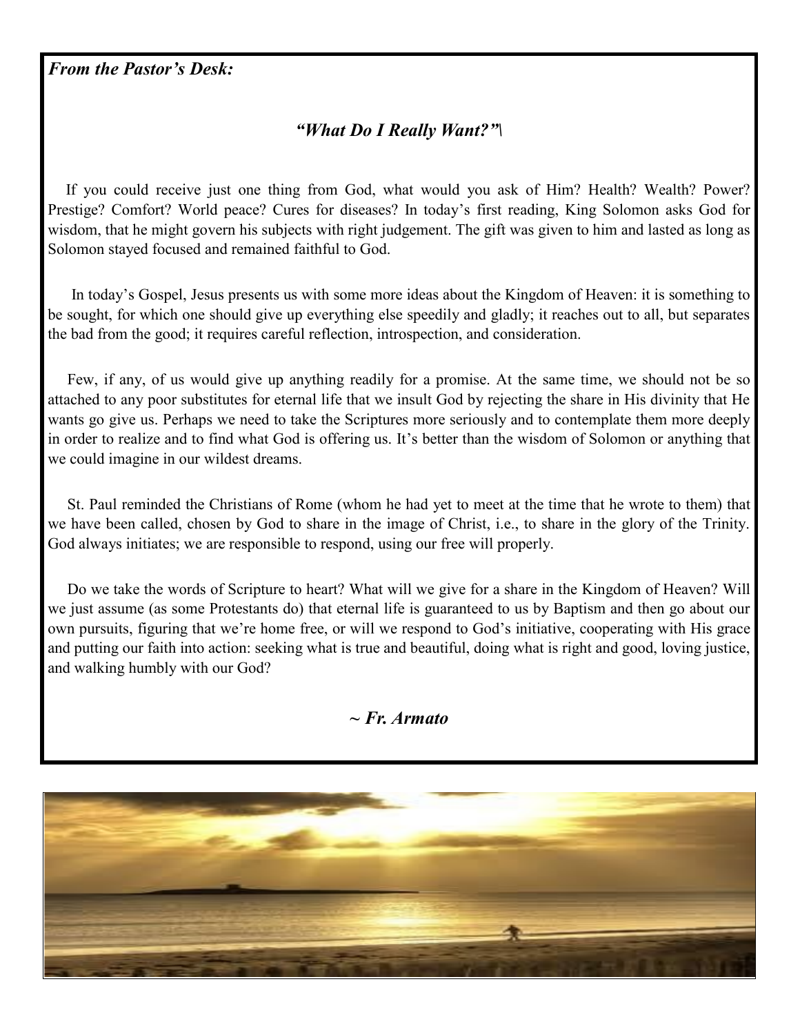*From the Pastor's Desk:*

## *"What Do I Really Want?"\*

If you could receive just one thing from God, what would you ask of Him? Health? Wealth? Power? Prestige? Comfort? World peace? Cures for diseases? In today's first reading, King Solomon asks God for wisdom, that he might govern his subjects with right judgement. The gift was given to him and lasted as long as Solomon stayed focused and remained faithful to God.

In today's Gospel, Jesus presents us with some more ideas about the Kingdom of Heaven: it is something to be sought, for which one should give up everything else speedily and gladly; it reaches out to all, but separates the bad from the good; it requires careful reflection, introspection, and consideration.

Few, if any, of us would give up anything readily for a promise. At the same time, we should not be so attached to any poor substitutes for eternal life that we insult God by rejecting the share in His divinity that He wants go give us. Perhaps we need to take the Scriptures more seriously and to contemplate them more deeply in order to realize and to find what God is offering us. It's better than the wisdom of Solomon or anything that we could imagine in our wildest dreams.

St. Paul reminded the Christians of Rome (whom he had yet to meet at the time that he wrote to them) that we have been called, chosen by God to share in the image of Christ, i.e., to share in the glory of the Trinity. God always initiates; we are responsible to respond, using our free will properly.

Do we take the words of Scripture to heart? What will we give for a share in the Kingdom of Heaven? Will we just assume (as some Protestants do) that eternal life is guaranteed to us by Baptism and then go about our own pursuits, figuring that we're home free, or will we respond to God's initiative, cooperating with His grace and putting our faith into action: seeking what is true and beautiful, doing what is right and good, loving justice, and walking humbly with our God?

***~ Fr. Armato***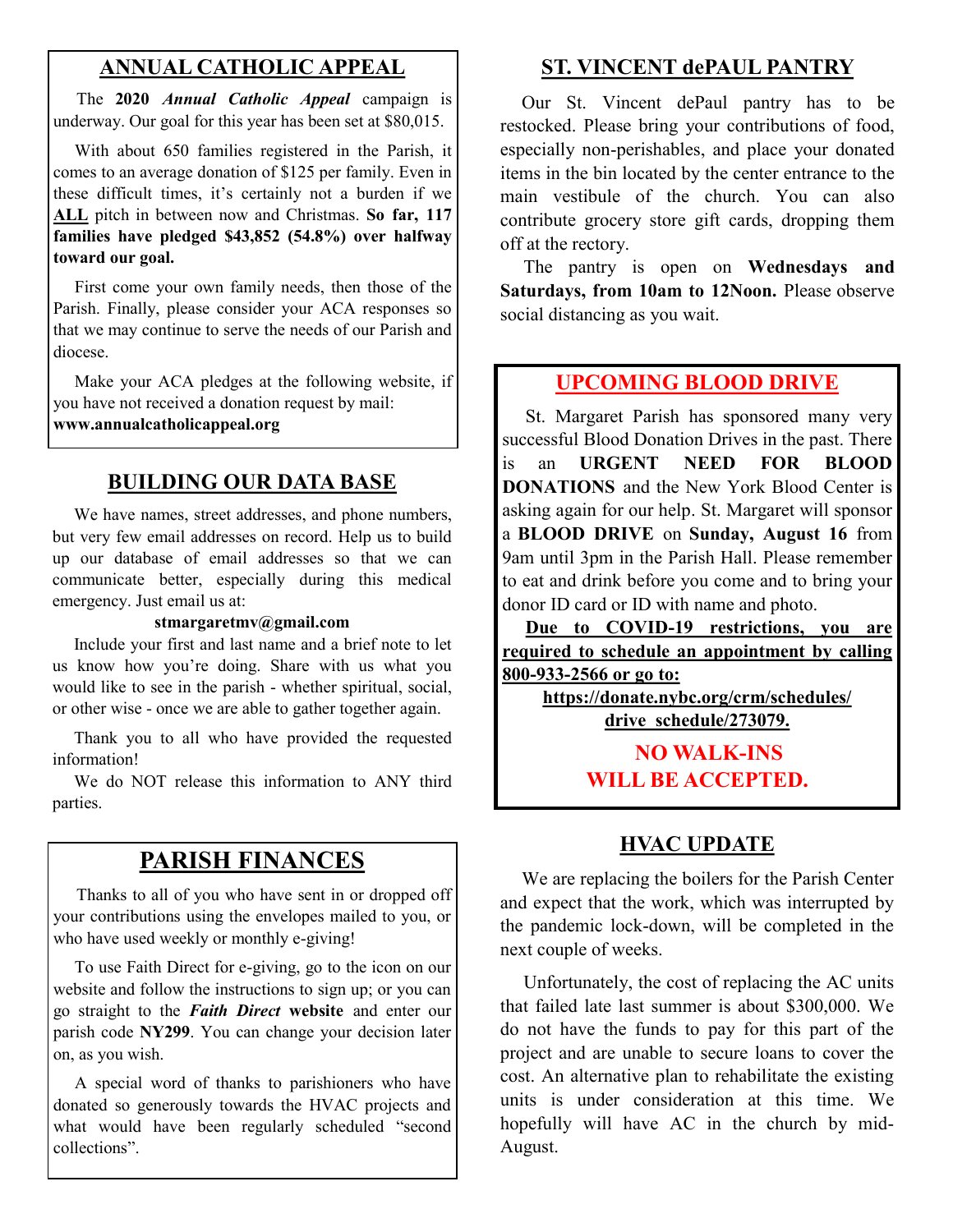## ANNUAL CATHOLIC APPEAL

The **2020** ***Annual Catholic Appeal*** campaign is underway. Our goal for this year has been set at $80,015.

With about 650 families registered in the Parish, it comes to an average donation of $125 per family. Even in these difficult times, it's certainly not a burden if we **ALL** pitch in between now and Christmas. **So far, 117 families have pledged $43,852 (54.8%) over halfway toward our goal.**

First come your own family needs, then those of the Parish. Finally, please consider your ACA responses so that we may continue to serve the needs of our Parish and diocese.

Make your ACA pledges at the following website, if you have not received a donation request by mail: **www.annualcatholicappeal.org**

## BUILDING OUR DATA BASE

We have names, street addresses, and phone numbers, but very few email addresses on record. Help us to build up our database of email addresses so that we can communicate better, especially during this medical emergency. Just email us at:

**stmargaretmv@gmail.com**

Include your first and last name and a brief note to let us know how you're doing. Share with us what you would like to see in the parish - whether spiritual, social, or other wise - once we are able to gather together again.

Thank you to all who have provided the requested information!

We do NOT release this information to ANY third parties.

## PARISH FINANCES

Thanks to all of you who have sent in or dropped off your contributions using the envelopes mailed to you, or who have used weekly or monthly e-giving!

To use Faith Direct for e-giving, go to the icon on our website and follow the instructions to sign up; or you can go straight to the ***Faith Direct*** **website** and enter our parish code **NY299**. You can change your decision later on, as you wish.

A special word of thanks to parishioners who have donated so generously towards the HVAC projects and what would have been regularly scheduled "second collections".

## ST. VINCENT dePAUL PANTRY

Our St. Vincent dePaul pantry has to be restocked. Please bring your contributions of food, especially non-perishables, and place your donated items in the bin located by the center entrance to the main vestibule of the church. You can also contribute grocery store gift cards, dropping them off at the rectory.

The pantry is open on **Wednesdays and Saturdays, from 10am to 12Noon.** Please observe social distancing as you wait.

## UPCOMING BLOOD DRIVE

St. Margaret Parish has sponsored many very successful Blood Donation Drives in the past. There is an **URGENT NEED FOR BLOOD DONATIONS** and the New York Blood Center is asking again for our help. St. Margaret will sponsor a **BLOOD DRIVE** on **Sunday, August 16** from 9am until 3pm in the Parish Hall. Please remember to eat and drink before you come and to bring your donor ID card or ID with name and photo.

**Due to COVID-19 restrictions, you are required to schedule an appointment by calling 800-933-2566 or go to:**

**https://donate.nybc.org/crm/schedules/drive_schedule/273079.**

**NO WALK-INS WILL BE ACCEPTED.**

## HVAC UPDATE

We are replacing the boilers for the Parish Center and expect that the work, which was interrupted by the pandemic lock-down, will be completed in the next couple of weeks.

Unfortunately, the cost of replacing the AC units that failed late last summer is about $300,000. We do not have the funds to pay for this part of the project and are unable to secure loans to cover the cost. An alternative plan to rehabilitate the existing units is under consideration at this time. We hopefully will have AC in the church by mid-August.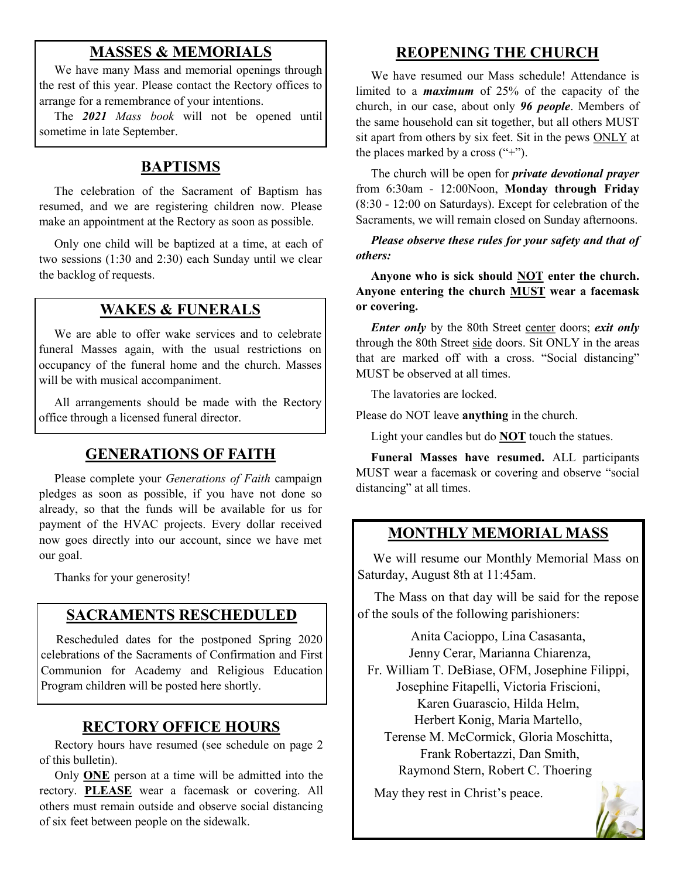## MASSES & MEMORIALS

We have many Mass and memorial openings through the rest of this year. Please contact the Rectory offices to arrange for a remembrance of your intentions.

The ***2021*** *Mass book* will not be opened until sometime in late September.

## BAPTISMS

The celebration of the Sacrament of Baptism has resumed, and we are registering children now. Please make an appointment at the Rectory as soon as possible.

Only one child will be baptized at a time, at each of two sessions (1:30 and 2:30) each Sunday until we clear the backlog of requests.

## WAKES & FUNERALS

We are able to offer wake services and to celebrate funeral Masses again, with the usual restrictions on occupancy of the funeral home and the church. Masses will be with musical accompaniment.

All arrangements should be made with the Rectory office through a licensed funeral director.

## GENERATIONS OF FAITH

Please complete your *Generations of Faith* campaign pledges as soon as possible, if you have not done so already, so that the funds will be available for us for payment of the HVAC projects. Every dollar received now goes directly into our account, since we have met our goal.

Thanks for your generosity!

## SACRAMENTS RESCHEDULED

Rescheduled dates for the postponed Spring 2020 celebrations of the Sacraments of Confirmation and First Communion for Academy and Religious Education Program children will be posted here shortly.

## RECTORY OFFICE HOURS

Rectory hours have resumed (see schedule on page 2 of this bulletin).

Only **ONE** person at a time will be admitted into the rectory. **PLEASE** wear a facemask or covering. All others must remain outside and observe social distancing of six feet between people on the sidewalk.

## REOPENING THE CHURCH

We have resumed our Mass schedule! Attendance is limited to a ***maximum*** of 25% of the capacity of the church, in our case, about only ***96 people***. Members of the same household can sit together, but all others MUST sit apart from others by six feet. Sit in the pews ONLY at the places marked by a cross ("+").

The church will be open for ***private devotional prayer*** from 6:30am - 12:00Noon, **Monday through Friday** (8:30 - 12:00 on Saturdays). Except for celebration of the Sacraments, we will remain closed on Sunday afternoons.

***Please observe these rules for your safety and that of others:***

**Anyone who is sick should NOT enter the church. Anyone entering the church MUST wear a facemask or covering.**

***Enter only*** by the 80th Street center doors; ***exit only*** through the 80th Street side doors. Sit ONLY in the areas that are marked off with a cross. "Social distancing" MUST be observed at all times.

The lavatories are locked.

Please do NOT leave **anything** in the church.

Light your candles but do **NOT** touch the statues.

**Funeral Masses have resumed.** ALL participants MUST wear a facemask or covering and observe "social distancing" at all times.

## MONTHLY MEMORIAL MASS

We will resume our Monthly Memorial Mass on Saturday, August 8th at 11:45am.

The Mass on that day will be said for the repose of the souls of the following parishioners:

Anita Cacioppo, Lina Casasanta,
Jenny Cerar, Marianna Chiarenza,
Fr. William T. DeBiase, OFM, Josephine Filippi,
Josephine Fitapelli, Victoria Friscioni,
Karen Guarascio, Hilda Helm,
Herbert Konig, Maria Martello,
Terense M. McCormick, Gloria Moschitta,
Frank Robertazzi, Dan Smith,
Raymond Stern, Robert C. Thoering

May they rest in Christ's peace.